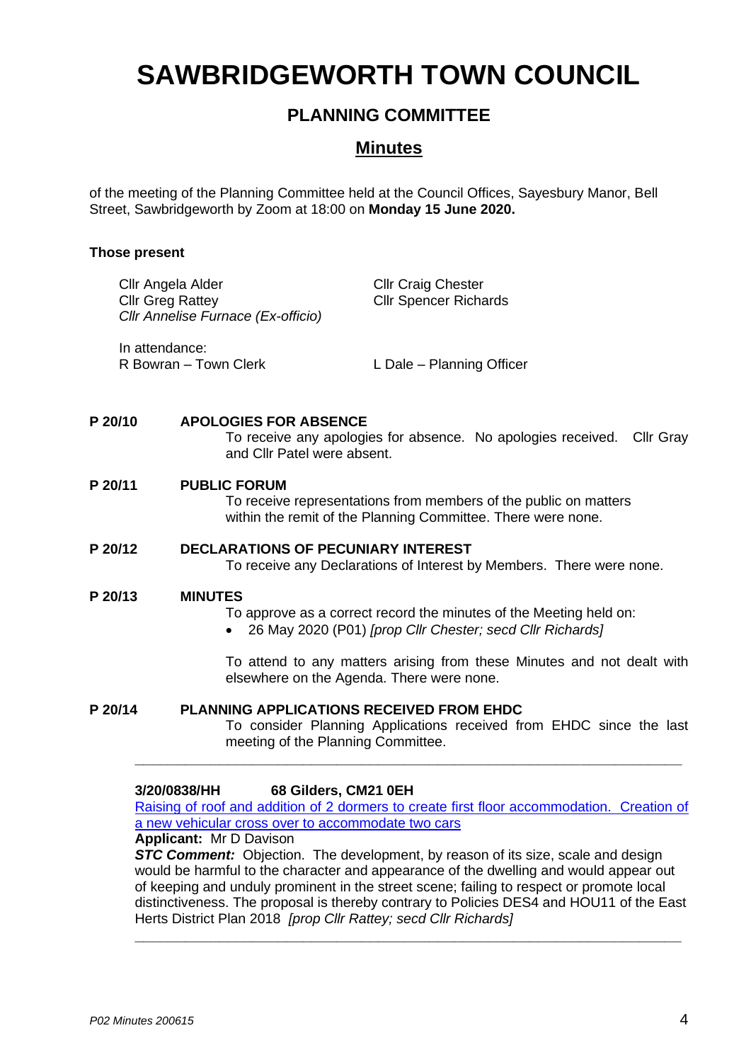# SAWBRIDGEWORTH TOWN COUNCIL

## PLANNING COMMITTEE

## Minutes

of the meeting of the Planning Committee held at the Council Offices, Sayesbury Manor, Bell Street, Sawbridgeworth by Zoom at 18:00 on **Monday 15 June 2020.**

**Those present**

Cllr Angela Alder
Cllr Greg Rattey
*Cllr Annelise Furnace (Ex-officio)*
Cllr Craig Chester
Cllr Spencer Richards

In attendance:
R Bowran – Town Clerk
L Dale – Planning Officer

**P 20/10 APOLOGIES FOR ABSENCE**

To receive any apologies for absence. No apologies received. Cllr Gray and Cllr Patel were absent.

**P 20/11 PUBLIC FORUM**

To receive representations from members of the public on matters within the remit of the Planning Committee. There were none.

**P 20/12 DECLARATIONS OF PECUNIARY INTEREST**

To receive any Declarations of Interest by Members. There were none.

**P 20/13 MINUTES**

To approve as a correct record the minutes of the Meeting held on:

- 26 May 2020 (P01) *[prop Cllr Chester; secd Cllr Richards]*

To attend to any matters arising from these Minutes and not dealt with elsewhere on the Agenda. There were none.

**P 20/14 PLANNING APPLICATIONS RECEIVED FROM EHDC**

To consider Planning Applications received from EHDC since the last meeting of the Planning Committee.

---

**3/20/0838/HH 68 Gilders, CM21 0EH**

Raising of roof and addition of 2 dormers to create first floor accommodation. Creation of a new vehicular cross over to accommodate two cars

**Applicant:** Mr D Davison

***STC Comment:*** Objection. The development, by reason of its size, scale and design would be harmful to the character and appearance of the dwelling and would appear out of keeping and unduly prominent in the street scene; failing to respect or promote local distinctiveness. The proposal is thereby contrary to Policies DES4 and HOU11 of the East Herts District Plan 2018 *[prop Cllr Rattey; secd Cllr Richards]*

---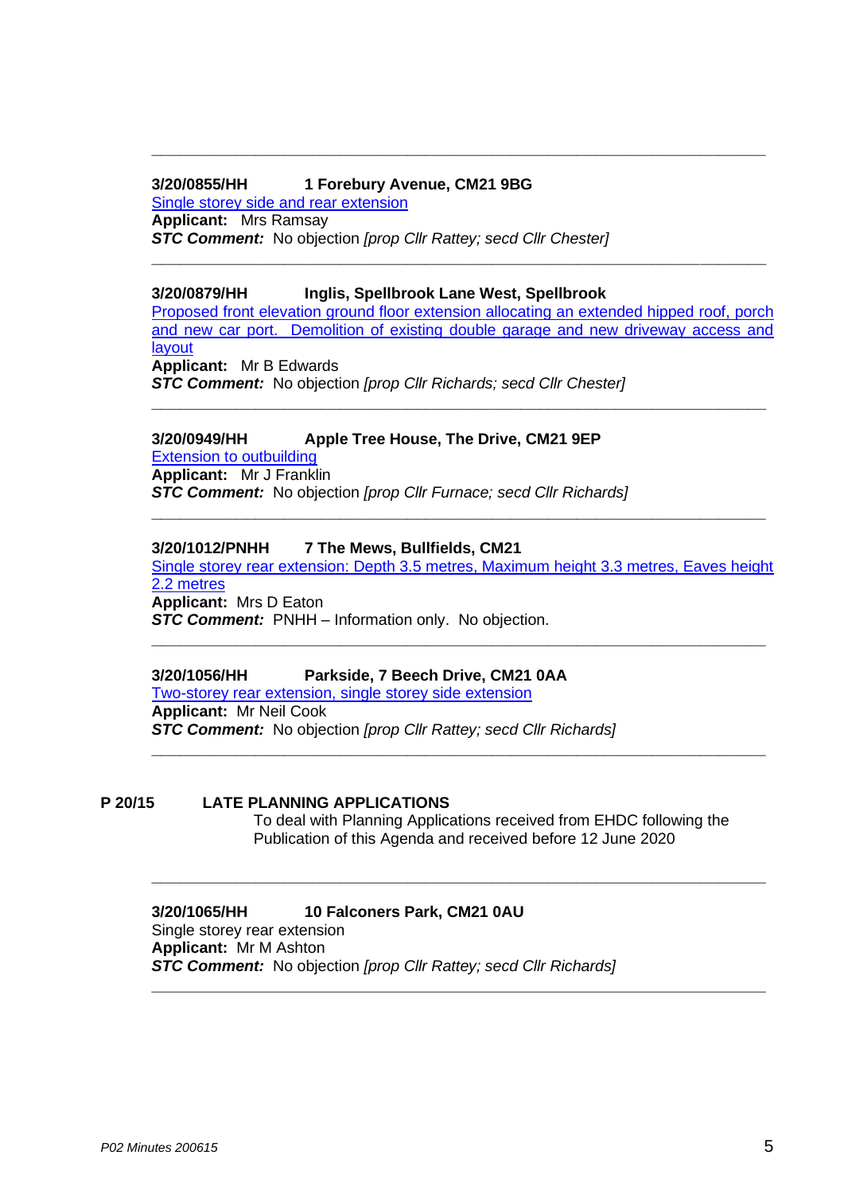---

**3/20/0855/HH** **1 Forebury Avenue, CM21 9BG**
Single storey side and rear extension
**Applicant:** Mrs Ramsay
***STC Comment:*** No objection *[prop Cllr Rattey; secd Cllr Chester]*

---

**3/20/0879/HH** **Inglis, Spellbrook Lane West, Spellbrook**
Proposed front elevation ground floor extension allocating an extended hipped roof, porch and new car port. Demolition of existing double garage and new driveway access and layout
**Applicant:** Mr B Edwards
***STC Comment:*** No objection *[prop Cllr Richards; secd Cllr Chester]*

---

**3/20/0949/HH** **Apple Tree House, The Drive, CM21 9EP**
Extension to outbuilding
**Applicant:** Mr J Franklin
***STC Comment:*** No objection *[prop Cllr Furnace; secd Cllr Richards]*

---

**3/20/1012/PNHH** **7 The Mews, Bullfields, CM21**
Single storey rear extension: Depth 3.5 metres, Maximum height 3.3 metres, Eaves height 2.2 metres
**Applicant:** Mrs D Eaton
***STC Comment:*** PNHH – Information only. No objection.

---

**3/20/1056/HH** **Parkside, 7 Beech Drive, CM21 0AA**
Two-storey rear extension, single storey side extension
**Applicant:** Mr Neil Cook
***STC Comment:*** No objection *[prop Cllr Rattey; secd Cllr Richards]*

---

## P 20/15 LATE PLANNING APPLICATIONS

To deal with Planning Applications received from EHDC following the Publication of this Agenda and received before 12 June 2020

---

**3/20/1065/HH** **10 Falconers Park, CM21 0AU**
Single storey rear extension
**Applicant:** Mr M Ashton
***STC Comment:*** No objection *[prop Cllr Rattey; secd Cllr Richards]*

---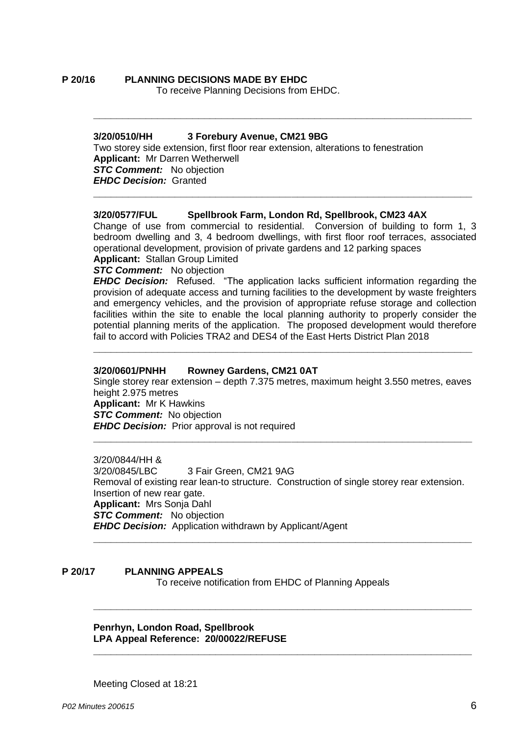**P 20/16 PLANNING DECISIONS MADE BY EHDC**

To receive Planning Decisions from EHDC.

---

**3/20/0510/HH 3 Forebury Avenue, CM21 9BG**

Two storey side extension, first floor rear extension, alterations to fenestration

**Applicant:** Mr Darren Wetherwell

***STC Comment:*** No objection

***EHDC Decision:*** Granted

---

**3/20/0577/FUL Spellbrook Farm, London Rd, Spellbrook, CM23 4AX**

Change of use from commercial to residential. Conversion of building to form 1, 3 bedroom dwelling and 3, 4 bedroom dwellings, with first floor roof terraces, associated operational development, provision of private gardens and 12 parking spaces

**Applicant:** Stallan Group Limited

***STC Comment:*** No objection

***EHDC Decision:*** Refused. "The application lacks sufficient information regarding the provision of adequate access and turning facilities to the development by waste freighters and emergency vehicles, and the provision of appropriate refuse storage and collection facilities within the site to enable the local planning authority to properly consider the potential planning merits of the application. The proposed development would therefore fail to accord with Policies TRA2 and DES4 of the East Herts District Plan 2018

---

**3/20/0601/PNHH Rowney Gardens, CM21 0AT**

Single storey rear extension – depth 7.375 metres, maximum height 3.550 metres, eaves height 2.975 metres

**Applicant:** Mr K Hawkins

***STC Comment:*** No objection

***EHDC Decision:*** Prior approval is not required

---

3/20/0844/HH &
3/20/0845/LBC 3 Fair Green, CM21 9AG

Removal of existing rear lean-to structure. Construction of single storey rear extension. Insertion of new rear gate.

**Applicant:** Mrs Sonja Dahl

***STC Comment:*** No objection

***EHDC Decision:*** Application withdrawn by Applicant/Agent

---

**P 20/17 PLANNING APPEALS**

To receive notification from EHDC of Planning Appeals

---

**Penrhyn, London Road, Spellbrook**
**LPA Appeal Reference: 20/00022/REFUSE**

---

Meeting Closed at 18:21